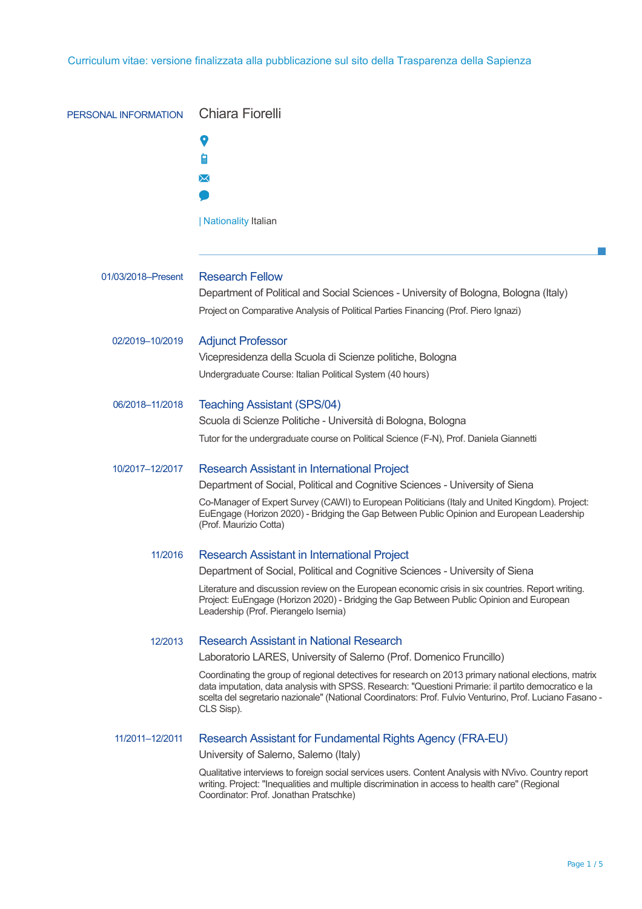Curriculum vitae: versione finalizzata alla pubblicazione sul sito della Trasparenza della Sapienza

## PERSONAL INFORMATION

# Chiara Fiorelli

| Nationality Italian

---

**01/03/2018–Present**

### Research Fellow

Department of Political and Social Sciences - University of Bologna, Bologna (Italy)

Project on Comparative Analysis of Political Parties Financing (Prof. Piero Ignazi)

**02/2019–10/2019**

### Adjunct Professor

Vicepresidenza della Scuola di Scienze politiche, Bologna

Undergraduate Course: Italian Political System (40 hours)

**06/2018–11/2018**

### Teaching Assistant (SPS/04)

Scuola di Scienze Politiche - Università di Bologna, Bologna

Tutor for the undergraduate course on Political Science (F-N), Prof. Daniela Giannetti

**10/2017–12/2017**

### Research Assistant in International Project

Department of Social, Political and Cognitive Sciences - University of Siena

Co-Manager of Expert Survey (CAWI) to European Politicians (Italy and United Kingdom). Project: EuEngage (Horizon 2020) - Bridging the Gap Between Public Opinion and European Leadership (Prof. Maurizio Cotta)

**11/2016**

### Research Assistant in International Project

Department of Social, Political and Cognitive Sciences - University of Siena

Literature and discussion review on the European economic crisis in six countries. Report writing. Project: EuEngage (Horizon 2020) - Bridging the Gap Between Public Opinion and European Leadership (Prof. Pierangelo Isernia)

**12/2013**

### Research Assistant in National Research

Laboratorio LARES, University of Salerno (Prof. Domenico Fruncillo)

Coordinating the group of regional detectives for research on 2013 primary national elections, matrix data imputation, data analysis with SPSS. Research: "Questioni Primarie: il partito democratico e la scelta del segretario nazionale" (National Coordinators: Prof. Fulvio Venturino, Prof. Luciano Fasano - CLS Sisp).

**11/2011–12/2011**

### Research Assistant for Fundamental Rights Agency (FRA-EU)

University of Salerno, Salerno (Italy)

Qualitative interviews to foreign social services users. Content Analysis with NVivo. Country report writing. Project: "Inequalities and multiple discrimination in access to health care" (Regional Coordinator: Prof. Jonathan Pratschke)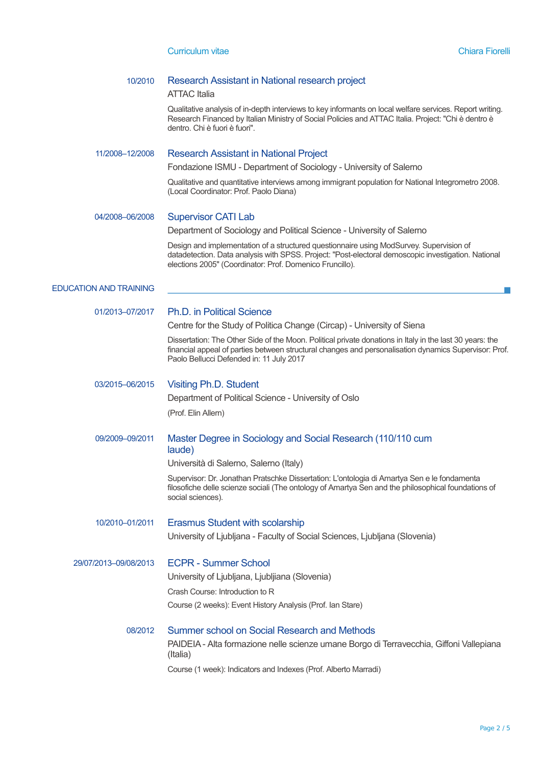10/2010

### Research Assistant in National research project

ATTAC Italia

Qualitative analysis of in-depth interviews to key informants on local welfare services. Report writing. Research Financed by Italian Ministry of Social Policies and ATTAC Italia. Project: "Chi è dentro è dentro. Chi è fuori è fuori".

11/2008–12/2008

### Research Assistant in National Project

Fondazione ISMU - Department of Sociology - University of Salerno

Qualitative and quantitative interviews among immigrant population for National Integrometro 2008. (Local Coordinator: Prof. Paolo Diana)

04/2008–06/2008

### Supervisor CATI Lab

Department of Sociology and Political Science - University of Salerno

Design and implementation of a structured questionnaire using ModSurvey. Supervision of datadetection. Data analysis with SPSS. Project: "Post-electoral demoscopic investigation. National elections 2005" (Coordinator: Prof. Domenico Fruncillo).

## EDUCATION AND TRAINING

01/2013–07/2017

### Ph.D. in Political Science

Centre for the Study of Politica Change (Circap) - University of Siena

Dissertation: The Other Side of the Moon. Political private donations in Italy in the last 30 years: the financial appeal of parties between structural changes and personalisation dynamics Supervisor: Prof. Paolo Bellucci Defended in: 11 July 2017

03/2015–06/2015

### Visiting Ph.D. Student

Department of Political Science - University of Oslo

(Prof. Elin Allern)

09/2009–09/2011

### Master Degree in Sociology and Social Research (110/110 cum laude)

Università di Salerno, Salerno (Italy)

Supervisor: Dr. Jonathan Pratschke Dissertation: L'ontologia di Amartya Sen e le fondamenta filosofiche delle scienze sociali (The ontology of Amartya Sen and the philosophical foundations of social sciences).

10/2010–01/2011

### Erasmus Student with scolarship

University of Ljubljana - Faculty of Social Sciences, Ljubljana (Slovenia)

29/07/2013–09/08/2013

### ECPR - Summer School

University of Ljubljana, Ljubljiana (Slovenia)

Crash Course: Introduction to R

Course (2 weeks): Event History Analysis (Prof. Ian Stare)

08/2012

### Summer school on Social Research and Methods

PAIDEIA - Alta formazione nelle scienze umane Borgo di Terravecchia, Giffoni Vallepiana (Italia)

Course (1 week): Indicators and Indexes (Prof. Alberto Marradi)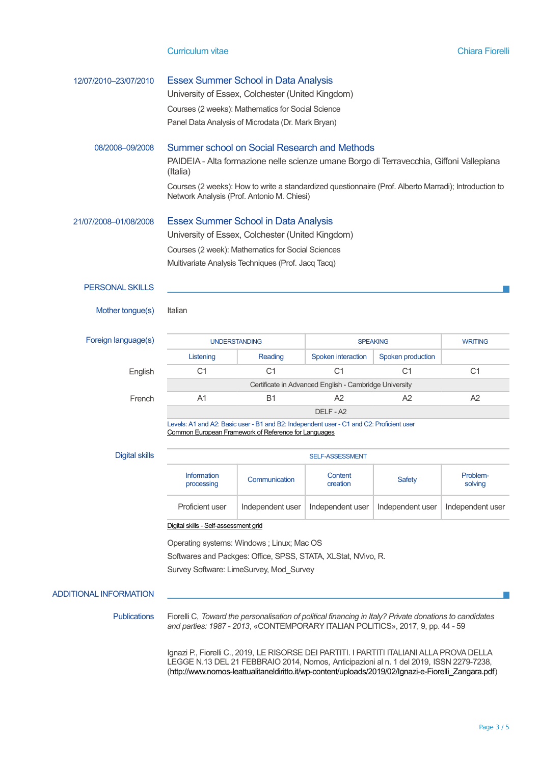**12/07/2010–23/07/2010**

### Essex Summer School in Data Analysis

University of Essex, Colchester (United Kingdom)

Courses (2 weeks): Mathematics for Social Science

Panel Data Analysis of Microdata (Dr. Mark Bryan)

**08/2008–09/2008**

### Summer school on Social Research and Methods

PAIDEIA - Alta formazione nelle scienze umane Borgo di Terravecchia, Giffoni Vallepiana (Italia)

Courses (2 weeks): How to write a standardized questionnaire (Prof. Alberto Marradi); Introduction to Network Analysis (Prof. Antonio M. Chiesi)

**21/07/2008–01/08/2008**

### Essex Summer School in Data Analysis

University of Essex, Colchester (United Kingdom)

Courses (2 week): Mathematics for Social Sciences

Multivariate Analysis Techniques (Prof. Jacq Tacq)

## PERSONAL SKILLS

**Mother tongue(s)**

Italian

**Foreign language(s)**

| | UNDERSTANDING | | SPEAKING | | WRITING |
|---|---|---|---|---|---|
| | Listening | Reading | Spoken interaction | Spoken production | |
| English | C1 | C1 | C1 | C1 | C1 |
| | Certificate in Advanced English - Cambridge University | | | | |
| French | A1 | B1 | A2 | A2 | A2 |
| | DELF - A2 | | | | |

Levels: A1 and A2: Basic user - B1 and B2: Independent user - C1 and C2: Proficient user
Common European Framework of Reference for Languages

**Digital skills**

| SELF-ASSESSMENT | | | | |
|---|---|---|---|---|
| Information processing | Communication | Content creation | Safety | Problem-solving |
| Proficient user | Independent user | Independent user | Independent user | Independent user |

Digital skills - Self-assessment grid

Operating systems: Windows ; Linux; Mac OS

Softwares and Packges: Office, SPSS, STATA, XLStat, NVivo, R.

Survey Software: LimeSurvey, Mod_Survey

## ADDITIONAL INFORMATION

**Publications**

Fiorelli C, *Toward the personalisation of political financing in Italy? Private donations to candidates and parties: 1987 - 2013*, «CONTEMPORARY ITALIAN POLITICS», 2017, 9, pp. 44 - 59

Ignazi P., Fiorelli C., 2019, LE RISORSE DEI PARTITI. I PARTITI ITALIANI ALLA PROVA DELLA LEGGE N.13 DEL 21 FEBBRAIO 2014, Nomos, Anticipazioni al n. 1 del 2019, ISSN 2279-7238, (http://www.nomos-leattualitaneldiritto.it/wp-content/uploads/2019/02/Ignazi-e-Fiorelli_Zangara.pdf)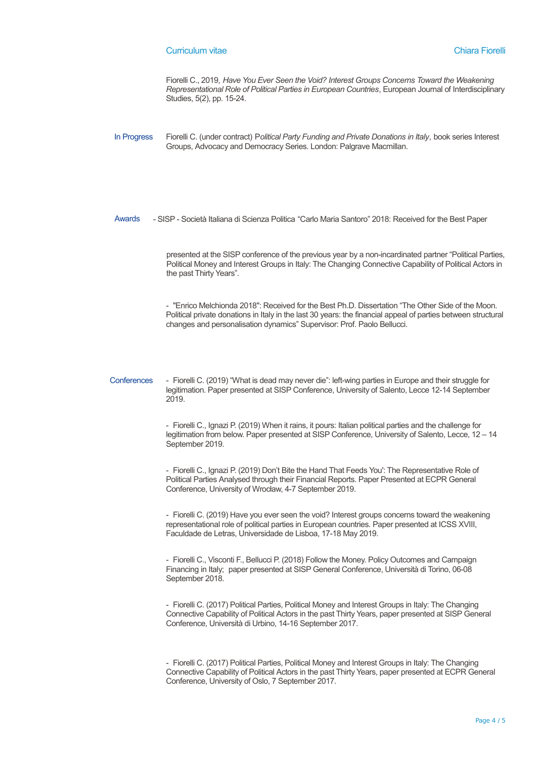Fiorelli C., 2019, *Have You Ever Seen the Void? Interest Groups Concerns Toward the Weakening Representational Role of Political Parties in European Countries*, European Journal of Interdisciplinary Studies, 5(2), pp. 15-24.

## In Progress

Fiorelli C. (under contract) P*olitical Party Funding and Private Donations in Italy*, book series Interest Groups, Advocacy and Democracy Series. London: Palgrave Macmillan.

## Awards

- SISP - Società Italiana di Scienza Politica "Carlo Maria Santoro" 2018: Received for the Best Paper presented at the SISP conference of the previous year by a non-incardinated partner "Political Parties, Political Money and Interest Groups in Italy: The Changing Connective Capability of Political Actors in the past Thirty Years".

- "Enrico Melchionda 2018": Received for the Best Ph.D. Dissertation "The Other Side of the Moon. Political private donations in Italy in the last 30 years: the financial appeal of parties between structural changes and personalisation dynamics" Supervisor: Prof. Paolo Bellucci.

## Conferences

- Fiorelli C. (2019) "What is dead may never die": left-wing parties in Europe and their struggle for legitimation. Paper presented at SISP Conference, University of Salento, Lecce 12-14 September 2019.

- Fiorelli C., Ignazi P. (2019) When it rains, it pours: Italian political parties and the challenge for legitimation from below. Paper presented at SISP Conference, University of Salento, Lecce, 12 – 14 September 2019.

- Fiorelli C., Ignazi P. (2019) Don't Bite the Hand That Feeds You': The Representative Role of Political Parties Analysed through their Financial Reports. Paper Presented at ECPR General Conference, University of Wrocław, 4-7 September 2019.

- Fiorelli C. (2019) Have you ever seen the void? Interest groups concerns toward the weakening representational role of political parties in European countries. Paper presented at ICSS XVIII, Faculdade de Letras, Universidade de Lisboa, 17-18 May 2019.

- Fiorelli C., Visconti F., Bellucci P. (2018) Follow the Money. Policy Outcomes and Campaign Financing in Italy; paper presented at SISP General Conference, Università di Torino, 06-08 September 2018.

- Fiorelli C. (2017) Political Parties, Political Money and Interest Groups in Italy: The Changing Connective Capability of Political Actors in the past Thirty Years, paper presented at SISP General Conference, Università di Urbino, 14-16 September 2017.

- Fiorelli C. (2017) Political Parties, Political Money and Interest Groups in Italy: The Changing Connective Capability of Political Actors in the past Thirty Years, paper presented at ECPR General Conference, University of Oslo, 7 September 2017.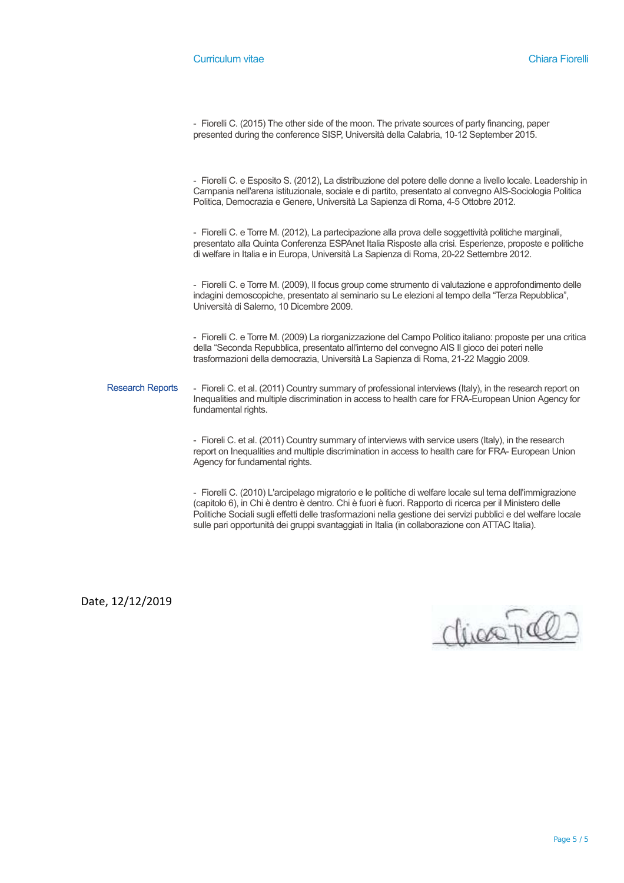- Fiorelli C. (2015) The other side of the moon. The private sources of party financing, paper presented during the conference SISP, Università della Calabria, 10-12 September 2015.

- Fiorelli C. e Esposito S. (2012), La distribuzione del potere delle donne a livello locale. Leadership in Campania nell'arena istituzionale, sociale e di partito, presentato al convegno AIS-Sociologia Politica Politica, Democrazia e Genere, Università La Sapienza di Roma, 4-5 Ottobre 2012.

- Fiorelli C. e Torre M. (2012), La partecipazione alla prova delle soggettività politiche marginali, presentato alla Quinta Conferenza ESPAnet Italia Risposte alla crisi. Esperienze, proposte e politiche di welfare in Italia e in Europa, Università La Sapienza di Roma, 20-22 Settembre 2012.

- Fiorelli C. e Torre M. (2009), Il focus group come strumento di valutazione e approfondimento delle indagini demoscopiche, presentato al seminario su Le elezioni al tempo della "Terza Repubblica", Università di Salerno, 10 Dicembre 2009.

- Fiorelli C. e Torre M. (2009) La riorganizzazione del Campo Politico italiano: proposte per una critica della "Seconda Repubblica, presentato all'interno del convegno AIS Il gioco dei poteri nelle trasformazioni della democrazia, Università La Sapienza di Roma, 21-22 Maggio 2009.

**Research Reports**

- Fioreli C. et al. (2011) Country summary of professional interviews (Italy), in the research report on Inequalities and multiple discrimination in access to health care for FRA-European Union Agency for fundamental rights.

- Fioreli C. et al. (2011) Country summary of interviews with service users (Italy), in the research report on Inequalities and multiple discrimination in access to health care for FRA- European Union Agency for fundamental rights.

- Fiorelli C. (2010) L'arcipelago migratorio e le politiche di welfare locale sul tema dell'immigrazione (capitolo 6), in Chi è dentro è dentro. Chi è fuori è fuori. Rapporto di ricerca per il Ministero delle Politiche Sociali sugli effetti delle trasformazioni nella gestione dei servizi pubblici e del welfare locale sulle pari opportunità dei gruppi svantaggiati in Italia (in collaborazione con ATTAC Italia).

Date, 12/12/2019